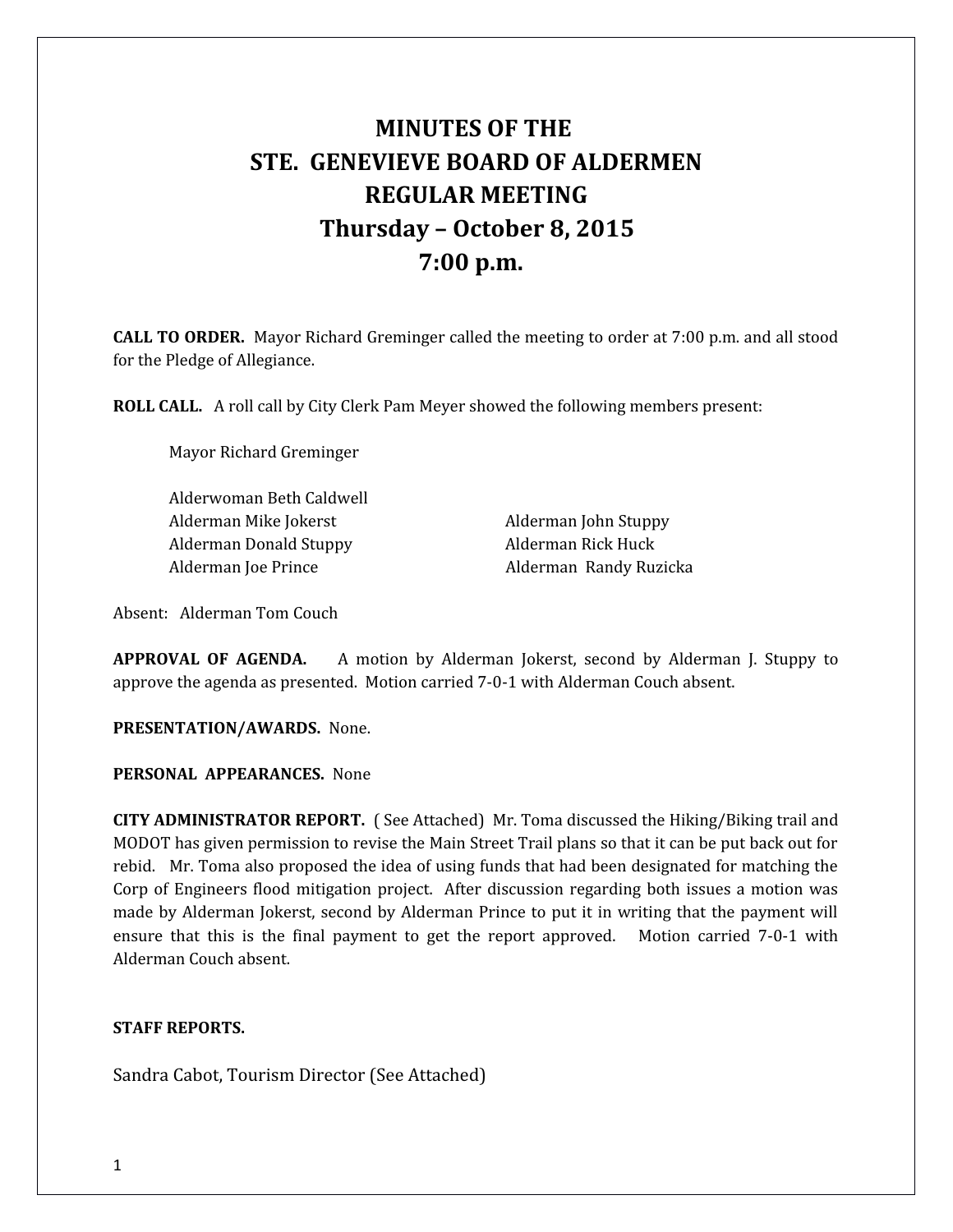# MINUTES OF THE
# STE. GENEVIEVE BOARD OF ALDERMEN
# REGULAR MEETING
# Thursday – October 8, 2015
# 7:00 p.m.

**CALL TO ORDER.** Mayor Richard Greminger called the meeting to order at 7:00 p.m. and all stood for the Pledge of Allegiance.

**ROLL CALL.** A roll call by City Clerk Pam Meyer showed the following members present:

Mayor Richard Greminger

Alderwoman Beth Caldwell
Alderman Mike Jokerst
Alderman Donald Stuppy
Alderman Joe Prince
Alderman John Stuppy
Alderman Rick Huck
Alderman Randy Ruzicka

Absent: Alderman Tom Couch

**APPROVAL OF AGENDA.** A motion by Alderman Jokerst, second by Alderman J. Stuppy to approve the agenda as presented. Motion carried 7-0-1 with Alderman Couch absent.

**PRESENTATION/AWARDS.** None.

**PERSONAL APPEARANCES.** None

**CITY ADMINISTRATOR REPORT.** ( See Attached) Mr. Toma discussed the Hiking/Biking trail and MODOT has given permission to revise the Main Street Trail plans so that it can be put back out for rebid. Mr. Toma also proposed the idea of using funds that had been designated for matching the Corp of Engineers flood mitigation project. After discussion regarding both issues a motion was made by Alderman Jokerst, second by Alderman Prince to put it in writing that the payment will ensure that this is the final payment to get the report approved. Motion carried 7-0-1 with Alderman Couch absent.

**STAFF REPORTS.**

Sandra Cabot, Tourism Director (See Attached)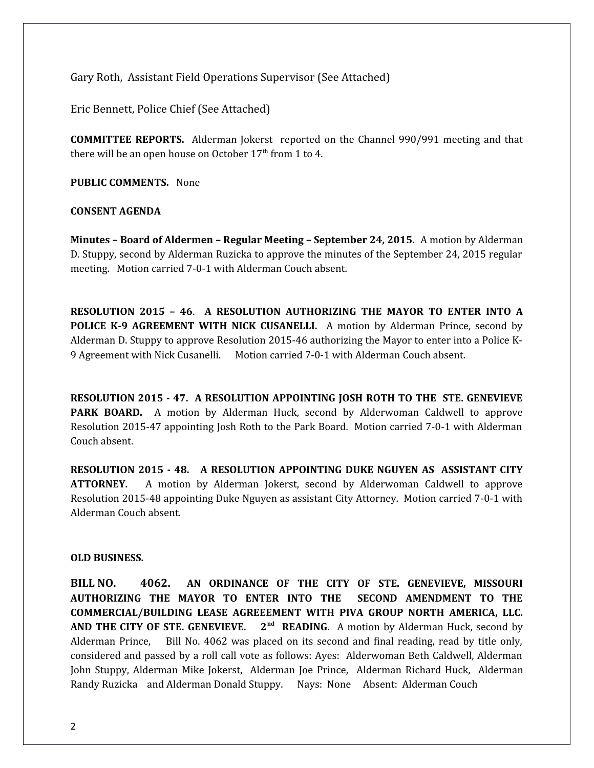Gary Roth, Assistant Field Operations Supervisor (See Attached)

Eric Bennett, Police Chief (See Attached)

**COMMITTEE REPORTS.** Alderman Jokerst reported on the Channel 990/991 meeting and that there will be an open house on October 17th from 1 to 4.

**PUBLIC COMMENTS.** None

**CONSENT AGENDA**

**Minutes – Board of Aldermen – Regular Meeting – September 24, 2015.** A motion by Alderman D. Stuppy, second by Alderman Ruzicka to approve the minutes of the September 24, 2015 regular meeting. Motion carried 7-0-1 with Alderman Couch absent.

**RESOLUTION 2015 – 46. A RESOLUTION AUTHORIZING THE MAYOR TO ENTER INTO A POLICE K-9 AGREEMENT WITH NICK CUSANELLI.** A motion by Alderman Prince, second by Alderman D. Stuppy to approve Resolution 2015-46 authorizing the Mayor to enter into a Police K-9 Agreement with Nick Cusanelli. Motion carried 7-0-1 with Alderman Couch absent.

**RESOLUTION 2015 - 47. A RESOLUTION APPOINTING JOSH ROTH TO THE STE. GENEVIEVE PARK BOARD.** A motion by Alderman Huck, second by Alderwoman Caldwell to approve Resolution 2015-47 appointing Josh Roth to the Park Board. Motion carried 7-0-1 with Alderman Couch absent.

**RESOLUTION 2015 - 48. A RESOLUTION APPOINTING DUKE NGUYEN AS ASSISTANT CITY ATTORNEY.** A motion by Alderman Jokerst, second by Alderwoman Caldwell to approve Resolution 2015-48 appointing Duke Nguyen as assistant City Attorney. Motion carried 7-0-1 with Alderman Couch absent.

**OLD BUSINESS.**

**BILL NO. 4062. AN ORDINANCE OF THE CITY OF STE. GENEVIEVE, MISSOURI AUTHORIZING THE MAYOR TO ENTER INTO THE SECOND AMENDMENT TO THE COMMERCIAL/BUILDING LEASE AGREEEMENT WITH PIVA GROUP NORTH AMERICA, LLC. AND THE CITY OF STE. GENEVIEVE. 2nd READING.** A motion by Alderman Huck, second by Alderman Prince, Bill No. 4062 was placed on its second and final reading, read by title only, considered and passed by a roll call vote as follows: Ayes: Alderwoman Beth Caldwell, Alderman John Stuppy, Alderman Mike Jokerst, Alderman Joe Prince, Alderman Richard Huck, Alderman Randy Ruzicka and Alderman Donald Stuppy. Nays: None Absent: Alderman Couch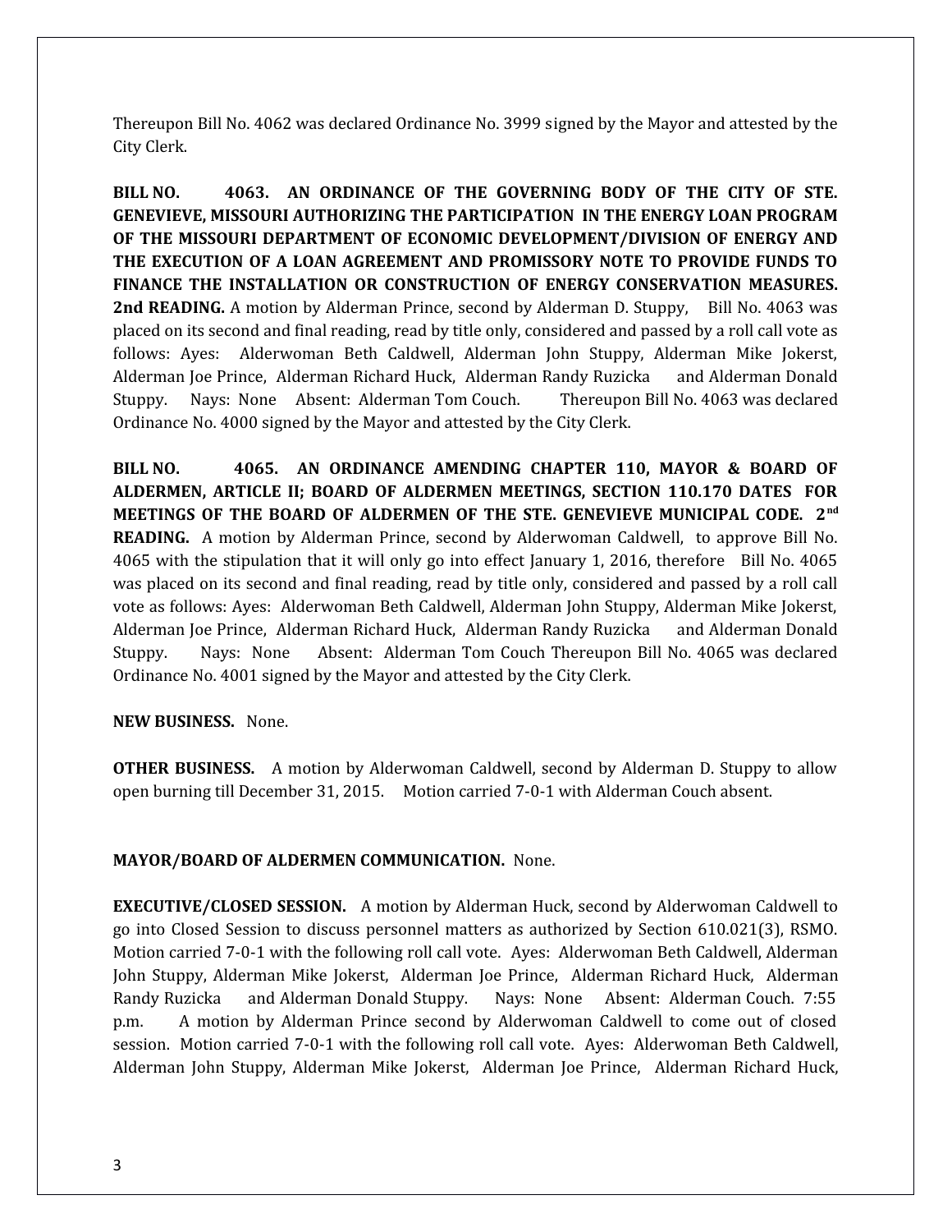Thereupon Bill No. 4062 was declared Ordinance No. 3999 signed by the Mayor and attested by the City Clerk.

**BILL NO. 4063. AN ORDINANCE OF THE GOVERNING BODY OF THE CITY OF STE. GENEVIEVE, MISSOURI AUTHORIZING THE PARTICIPATION IN THE ENERGY LOAN PROGRAM OF THE MISSOURI DEPARTMENT OF ECONOMIC DEVELOPMENT/DIVISION OF ENERGY AND THE EXECUTION OF A LOAN AGREEMENT AND PROMISSORY NOTE TO PROVIDE FUNDS TO FINANCE THE INSTALLATION OR CONSTRUCTION OF ENERGY CONSERVATION MEASURES. 2nd READING.** A motion by Alderman Prince, second by Alderman D. Stuppy, Bill No. 4063 was placed on its second and final reading, read by title only, considered and passed by a roll call vote as follows: Ayes: Alderwoman Beth Caldwell, Alderman John Stuppy, Alderman Mike Jokerst, Alderman Joe Prince, Alderman Richard Huck, Alderman Randy Ruzicka and Alderman Donald Stuppy. Nays: None Absent: Alderman Tom Couch. Thereupon Bill No. 4063 was declared Ordinance No. 4000 signed by the Mayor and attested by the City Clerk.

**BILL NO. 4065. AN ORDINANCE AMENDING CHAPTER 110, MAYOR & BOARD OF ALDERMEN, ARTICLE II; BOARD OF ALDERMEN MEETINGS, SECTION 110.170 DATES FOR MEETINGS OF THE BOARD OF ALDERMEN OF THE STE. GENEVIEVE MUNICIPAL CODE. 2nd READING.** A motion by Alderman Prince, second by Alderwoman Caldwell, to approve Bill No. 4065 with the stipulation that it will only go into effect January 1, 2016, therefore Bill No. 4065 was placed on its second and final reading, read by title only, considered and passed by a roll call vote as follows: Ayes: Alderwoman Beth Caldwell, Alderman John Stuppy, Alderman Mike Jokerst, Alderman Joe Prince, Alderman Richard Huck, Alderman Randy Ruzicka and Alderman Donald Stuppy. Nays: None Absent: Alderman Tom Couch Thereupon Bill No. 4065 was declared Ordinance No. 4001 signed by the Mayor and attested by the City Clerk.

**NEW BUSINESS.** None.

**OTHER BUSINESS.** A motion by Alderwoman Caldwell, second by Alderman D. Stuppy to allow open burning till December 31, 2015. Motion carried 7-0-1 with Alderman Couch absent.

**MAYOR/BOARD OF ALDERMEN COMMUNICATION.** None.

**EXECUTIVE/CLOSED SESSION.** A motion by Alderman Huck, second by Alderwoman Caldwell to go into Closed Session to discuss personnel matters as authorized by Section 610.021(3), RSMO. Motion carried 7-0-1 with the following roll call vote. Ayes: Alderwoman Beth Caldwell, Alderman John Stuppy, Alderman Mike Jokerst, Alderman Joe Prince, Alderman Richard Huck, Alderman Randy Ruzicka and Alderman Donald Stuppy. Nays: None Absent: Alderman Couch. 7:55 p.m. A motion by Alderman Prince second by Alderwoman Caldwell to come out of closed session. Motion carried 7-0-1 with the following roll call vote. Ayes: Alderwoman Beth Caldwell, Alderman John Stuppy, Alderman Mike Jokerst, Alderman Joe Prince, Alderman Richard Huck,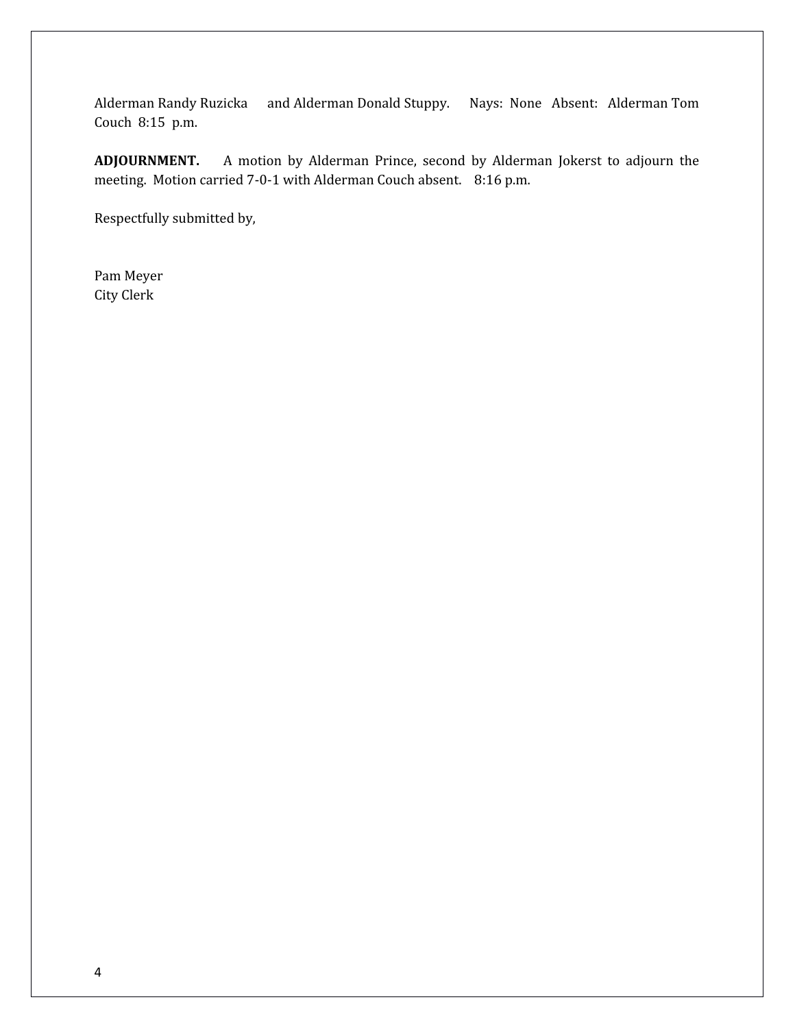Alderman Randy Ruzicka and Alderman Donald Stuppy. Nays: None Absent: Alderman Tom Couch 8:15 p.m.

**ADJOURNMENT.** A motion by Alderman Prince, second by Alderman Jokerst to adjourn the meeting. Motion carried 7-0-1 with Alderman Couch absent. 8:16 p.m.

Respectfully submitted by,

Pam Meyer
City Clerk